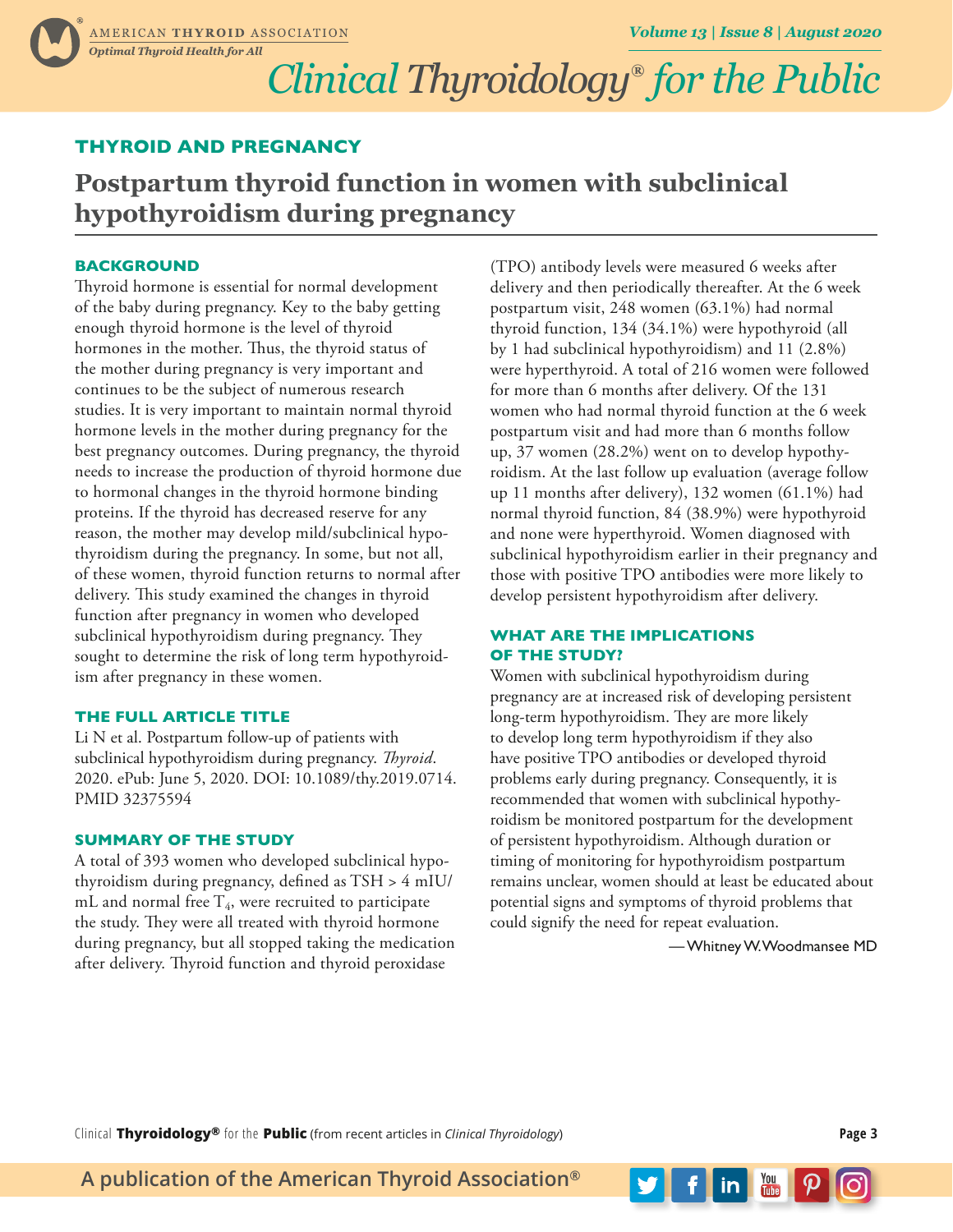## THYROID AND PREGNANCY

# Postpartum thyroid function in women with subclinical hypothyroidism during pregnancy

### BACKGROUND

Thyroid hormone is essential for normal development of the baby during pregnancy. Key to the baby getting enough thyroid hormone is the level of thyroid hormones in the mother. Thus, the thyroid status of the mother during pregnancy is very important and continues to be the subject of numerous research studies. It is very important to maintain normal thyroid hormone levels in the mother during pregnancy for the best pregnancy outcomes. During pregnancy, the thyroid needs to increase the production of thyroid hormone due to hormonal changes in the thyroid hormone binding proteins. If the thyroid has decreased reserve for any reason, the mother may develop mild/subclinical hypothyroidism during the pregnancy. In some, but not all, of these women, thyroid function returns to normal after delivery. This study examined the changes in thyroid function after pregnancy in women who developed subclinical hypothyroidism during pregnancy. They sought to determine the risk of long term hypothyroidism after pregnancy in these women.

### THE FULL ARTICLE TITLE

Li N et al. Postpartum follow-up of patients with subclinical hypothyroidism during pregnancy. *Thyroid*. 2020. ePub: June 5, 2020. DOI: 10.1089/thy.2019.0714. PMID 32375594

### SUMMARY OF THE STUDY

A total of 393 women who developed subclinical hypothyroidism during pregnancy, defined as TSH > 4 mIU/mL and normal free $T_4$, were recruited to participate the study. They were all treated with thyroid hormone during pregnancy, but all stopped taking the medication after delivery. Thyroid function and thyroid peroxidase (TPO) antibody levels were measured 6 weeks after delivery and then periodically thereafter. At the 6 week postpartum visit, 248 women (63.1%) had normal thyroid function, 134 (34.1%) were hypothyroid (all by 1 had subclinical hypothyroidism) and 11 (2.8%) were hyperthyroid. A total of 216 women were followed for more than 6 months after delivery. Of the 131 women who had normal thyroid function at the 6 week postpartum visit and had more than 6 months follow up, 37 women (28.2%) went on to develop hypothyroidism. At the last follow up evaluation (average follow up 11 months after delivery), 132 women (61.1%) had normal thyroid function, 84 (38.9%) were hypothyroid and none were hyperthyroid. Women diagnosed with subclinical hypothyroidism earlier in their pregnancy and those with positive TPO antibodies were more likely to develop persistent hypothyroidism after delivery.

### WHAT ARE THE IMPLICATIONS OF THE STUDY?

Women with subclinical hypothyroidism during pregnancy are at increased risk of developing persistent long-term hypothyroidism. They are more likely to develop long term hypothyroidism if they also have positive TPO antibodies or developed thyroid problems early during pregnancy. Consequently, it is recommended that women with subclinical hypothyroidism be monitored postpartum for the development of persistent hypothyroidism. Although duration or timing of monitoring for hypothyroidism postpartum remains unclear, women should at least be educated about potential signs and symptoms of thyroid problems that could signify the need for repeat evaluation.

— Whitney W. Woodmansee MD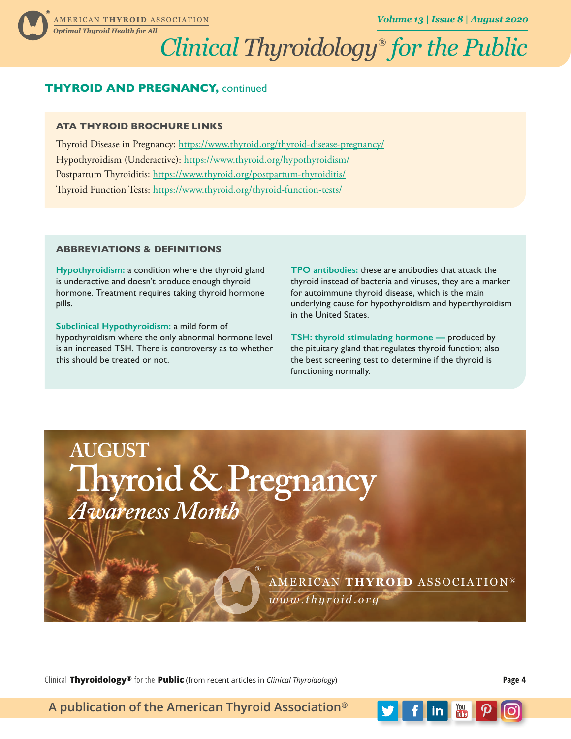## THYROID AND PREGNANCY, continued

### ATA THYROID BROCHURE LINKS

Thyroid Disease in Pregnancy: https://www.thyroid.org/thyroid-disease-pregnancy/
Hypothyroidism (Underactive): https://www.thyroid.org/hypothyroidism/
Postpartum Thyroiditis: https://www.thyroid.org/postpartum-thyroiditis/
Thyroid Function Tests: https://www.thyroid.org/thyroid-function-tests/

### ABBREVIATIONS & DEFINITIONS

**Hypothyroidism:** a condition where the thyroid gland is underactive and doesn't produce enough thyroid hormone. Treatment requires taking thyroid hormone pills.

**Subclinical Hypothyroidism:** a mild form of hypothyroidism where the only abnormal hormone level is an increased TSH. There is controversy as to whether this should be treated or not.

**TPO antibodies:** these are antibodies that attack the thyroid instead of bacteria and viruses, they are a marker for autoimmune thyroid disease, which is the main underlying cause for hypothyroidism and hyperthyroidism in the United States.

**TSH: thyroid stimulating hormone —** produced by the pituitary gland that regulates thyroid function; also the best screening test to determine if the thyroid is functioning normally.

AUGUST
Thyroid & Pregnancy
*Awareness Month*

AMERICAN THYROID ASSOCIATION®
*www.thyroid.org*

A publication of the American Thyroid Association®